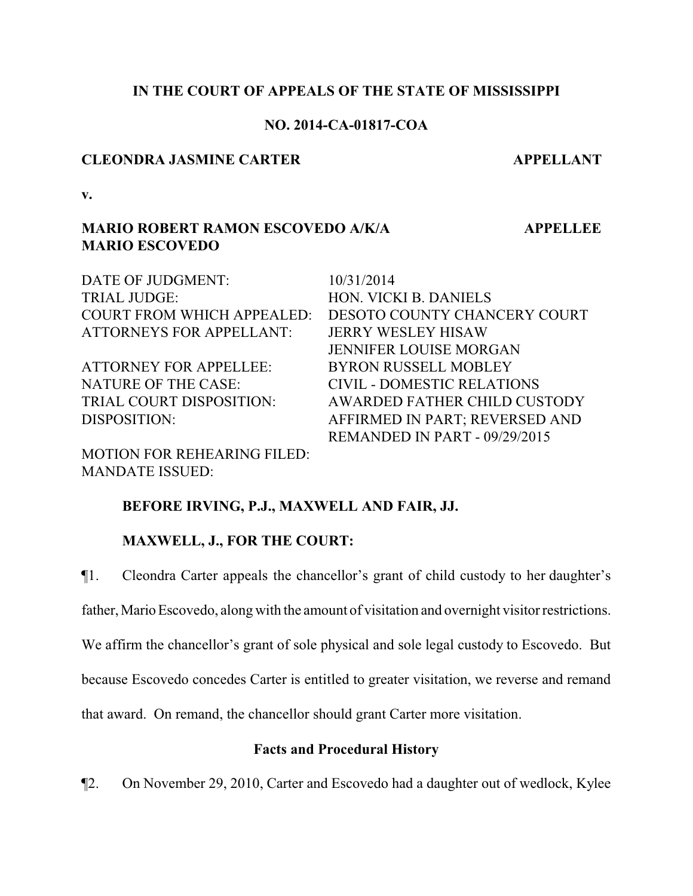**IN THE COURT OF APPEALS OF THE STATE OF MISSISSIPPI**

**NO. 2014-CA-01817-COA**

**CLEONDRA JASMINE CARTER** **APPELLANT**

**v.**

**MARIO ROBERT RAMON ESCOVEDO A/K/A MARIO ESCOVEDO** **APPELLEE**

| | |
|---|---|
| DATE OF JUDGMENT: | 10/31/2014 |
| TRIAL JUDGE: | HON. VICKI B. DANIELS |
| COURT FROM WHICH APPEALED: | DESOTO COUNTY CHANCERY COURT |
| ATTORNEYS FOR APPELLANT: | JERRY WESLEY HISAW<br>JENNIFER LOUISE MORGAN |
| ATTORNEY FOR APPELLEE: | BYRON RUSSELL MOBLEY |
| NATURE OF THE CASE: | CIVIL - DOMESTIC RELATIONS |
| TRIAL COURT DISPOSITION: | AWARDED FATHER CHILD CUSTODY |
| DISPOSITION: | AFFIRMED IN PART; REVERSED AND REMANDED IN PART - 09/29/2015 |
| MOTION FOR REHEARING FILED: | |
| MANDATE ISSUED: | |

**BEFORE IRVING, P.J., MAXWELL AND FAIR, JJ.**

**MAXWELL, J., FOR THE COURT:**

¶1. Cleondra Carter appeals the chancellor's grant of child custody to her daughter's father, Mario Escovedo, along with the amount of visitation and overnight visitor restrictions. We affirm the chancellor's grant of sole physical and sole legal custody to Escovedo. But because Escovedo concedes Carter is entitled to greater visitation, we reverse and remand that award. On remand, the chancellor should grant Carter more visitation.

## Facts and Procedural History

¶2. On November 29, 2010, Carter and Escovedo had a daughter out of wedlock, Kylee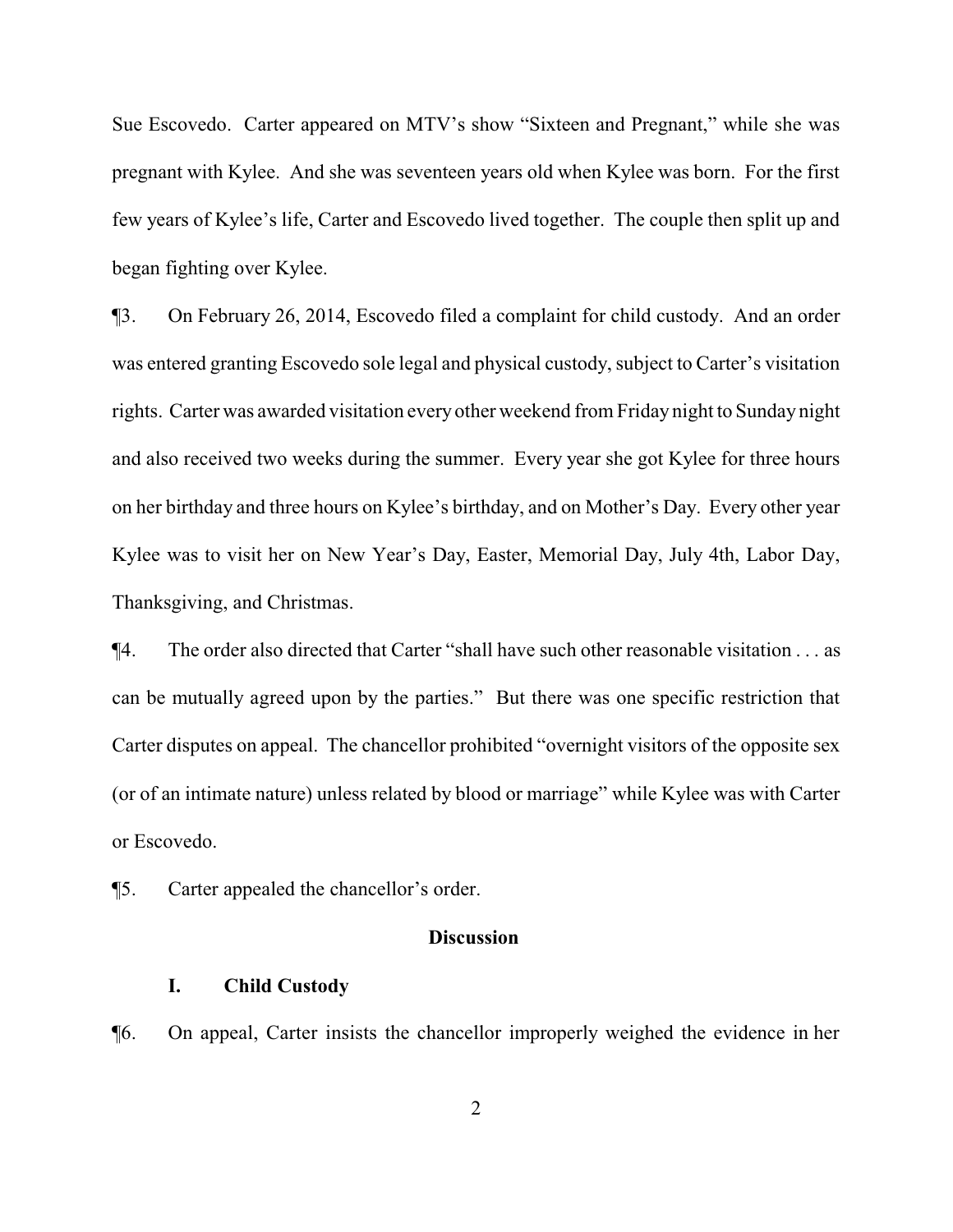Sue Escovedo. Carter appeared on MTV's show "Sixteen and Pregnant," while she was pregnant with Kylee. And she was seventeen years old when Kylee was born. For the first few years of Kylee's life, Carter and Escovedo lived together. The couple then split up and began fighting over Kylee.

¶3. On February 26, 2014, Escovedo filed a complaint for child custody. And an order was entered granting Escovedo sole legal and physical custody, subject to Carter's visitation rights. Carter was awarded visitation every other weekend from Friday night to Sunday night and also received two weeks during the summer. Every year she got Kylee for three hours on her birthday and three hours on Kylee's birthday, and on Mother's Day. Every other year Kylee was to visit her on New Year's Day, Easter, Memorial Day, July 4th, Labor Day, Thanksgiving, and Christmas.

¶4. The order also directed that Carter "shall have such other reasonable visitation . . . as can be mutually agreed upon by the parties." But there was one specific restriction that Carter disputes on appeal. The chancellor prohibited "overnight visitors of the opposite sex (or of an intimate nature) unless related by blood or marriage" while Kylee was with Carter or Escovedo.

¶5. Carter appealed the chancellor's order.

## Discussion

### I. Child Custody

¶6. On appeal, Carter insists the chancellor improperly weighed the evidence in her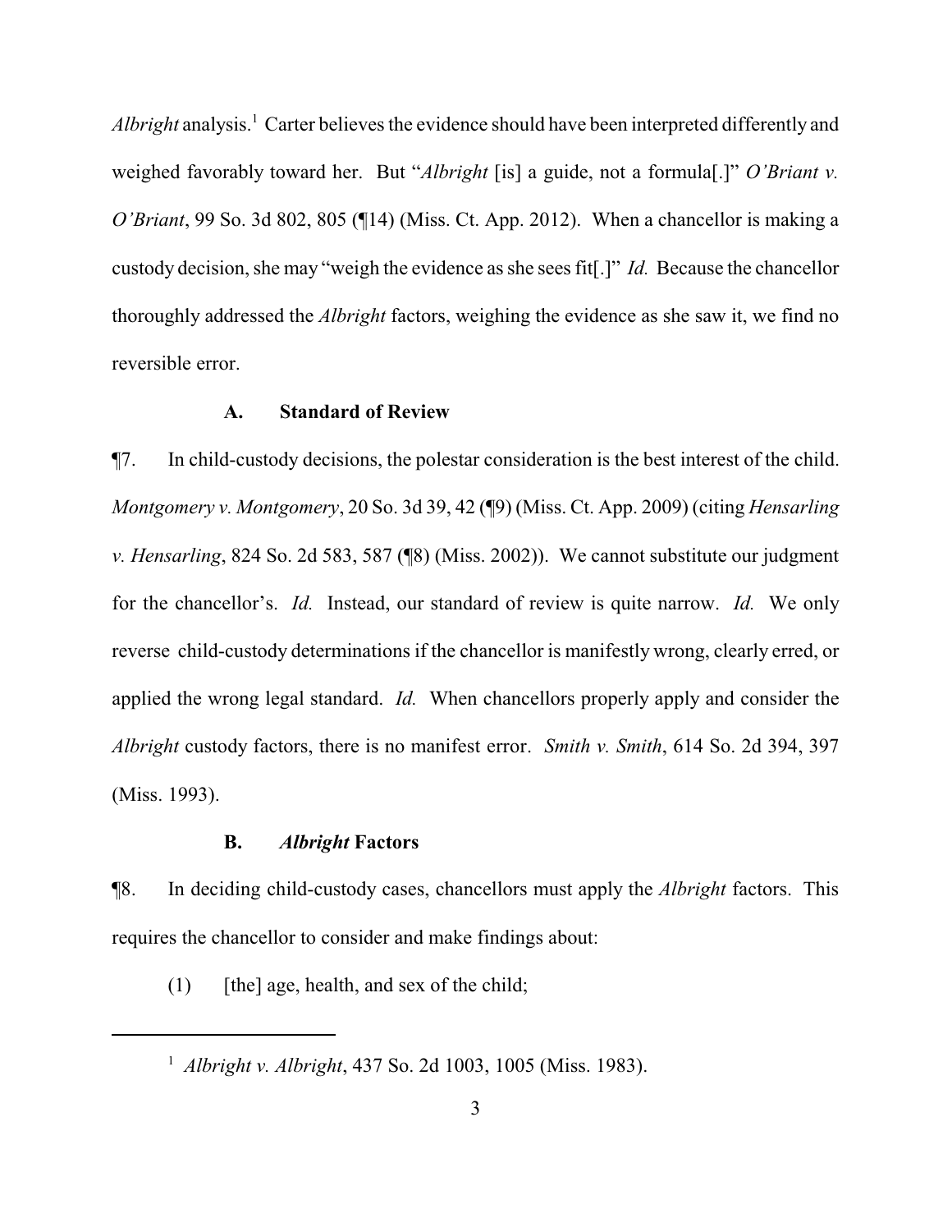*Albright* analysis.[1] Carter believes the evidence should have been interpreted differently and weighed favorably toward her. But "*Albright* [is] a guide, not a formula[.]" *O'Briant v. O'Briant*, 99 So. 3d 802, 805 (¶14) (Miss. Ct. App. 2012). When a chancellor is making a custody decision, she may "weigh the evidence as she sees fit[.]" *Id.* Because the chancellor thoroughly addressed the *Albright* factors, weighing the evidence as she saw it, we find no reversible error.

### A. Standard of Review

¶7. In child-custody decisions, the polestar consideration is the best interest of the child. *Montgomery v. Montgomery*, 20 So. 3d 39, 42 (¶9) (Miss. Ct. App. 2009) (citing *Hensarling v. Hensarling*, 824 So. 2d 583, 587 (¶8) (Miss. 2002)). We cannot substitute our judgment for the chancellor's. *Id.* Instead, our standard of review is quite narrow. *Id.* We only reverse child-custody determinations if the chancellor is manifestly wrong, clearly erred, or applied the wrong legal standard. *Id.* When chancellors properly apply and consider the *Albright* custody factors, there is no manifest error. *Smith v. Smith*, 614 So. 2d 394, 397 (Miss. 1993).

### B. *Albright* Factors

¶8. In deciding child-custody cases, chancellors must apply the *Albright* factors. This requires the chancellor to consider and make findings about:

(1) [the] age, health, and sex of the child;

---

[1] *Albright v. Albright*, 437 So. 2d 1003, 1005 (Miss. 1983).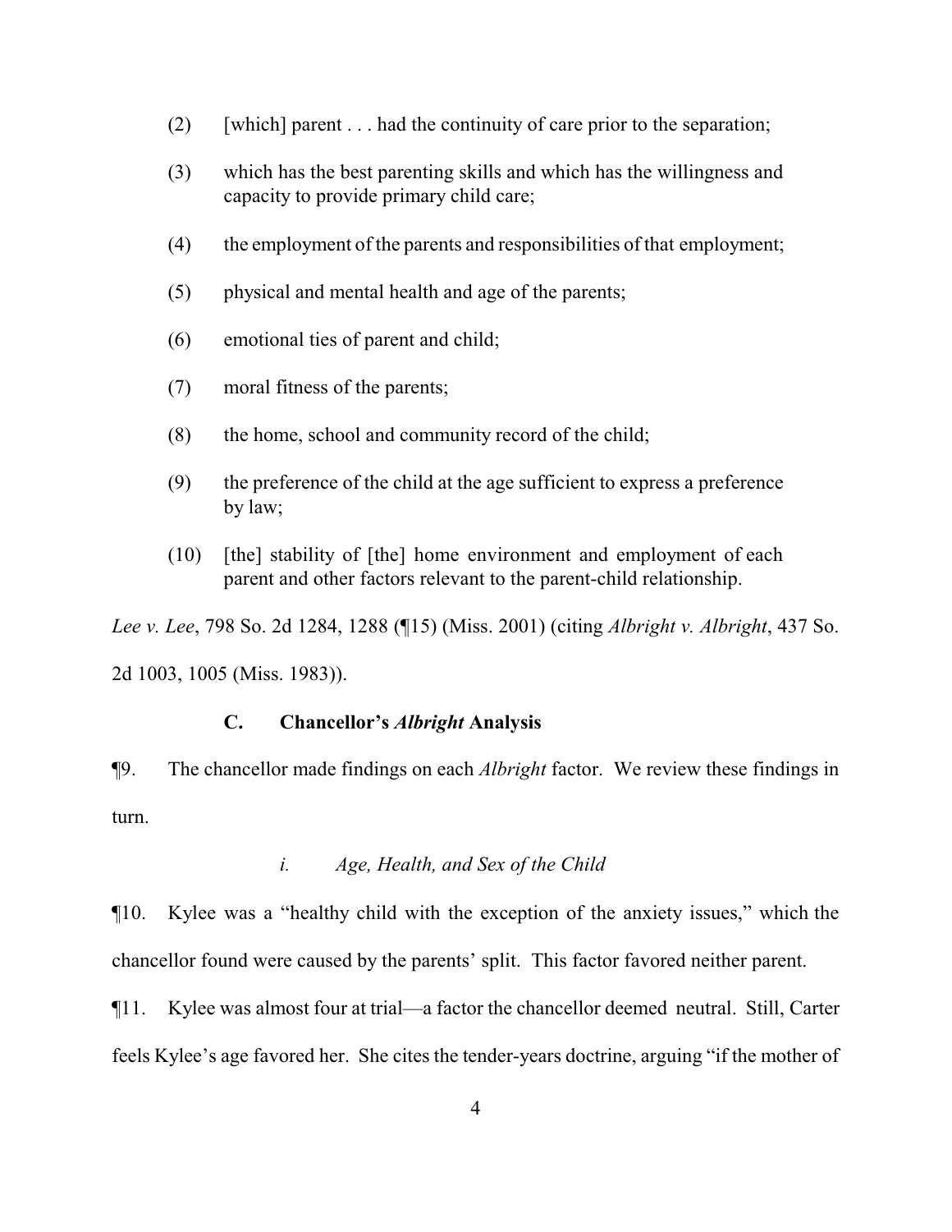(2) [which] parent . . . had the continuity of care prior to the separation;

(3) which has the best parenting skills and which has the willingness and capacity to provide primary child care;

(4) the employment of the parents and responsibilities of that employment;

(5) physical and mental health and age of the parents;

(6) emotional ties of parent and child;

(7) moral fitness of the parents;

(8) the home, school and community record of the child;

(9) the preference of the child at the age sufficient to express a preference by law;

(10) [the] stability of [the] home environment and employment of each parent and other factors relevant to the parent-child relationship.

*Lee v. Lee*, 798 So. 2d 1284, 1288 (¶15) (Miss. 2001) (citing *Albright v. Albright*, 437 So. 2d 1003, 1005 (Miss. 1983)).

### C. Chancellor's *Albright* Analysis

¶9. The chancellor made findings on each *Albright* factor. We review these findings in turn.

#### *i. Age, Health, and Sex of the Child*

¶10. Kylee was a "healthy child with the exception of the anxiety issues," which the chancellor found were caused by the parents' split. This factor favored neither parent.

¶11. Kylee was almost four at trial—a factor the chancellor deemed neutral. Still, Carter feels Kylee's age favored her. She cites the tender-years doctrine, arguing "if the mother of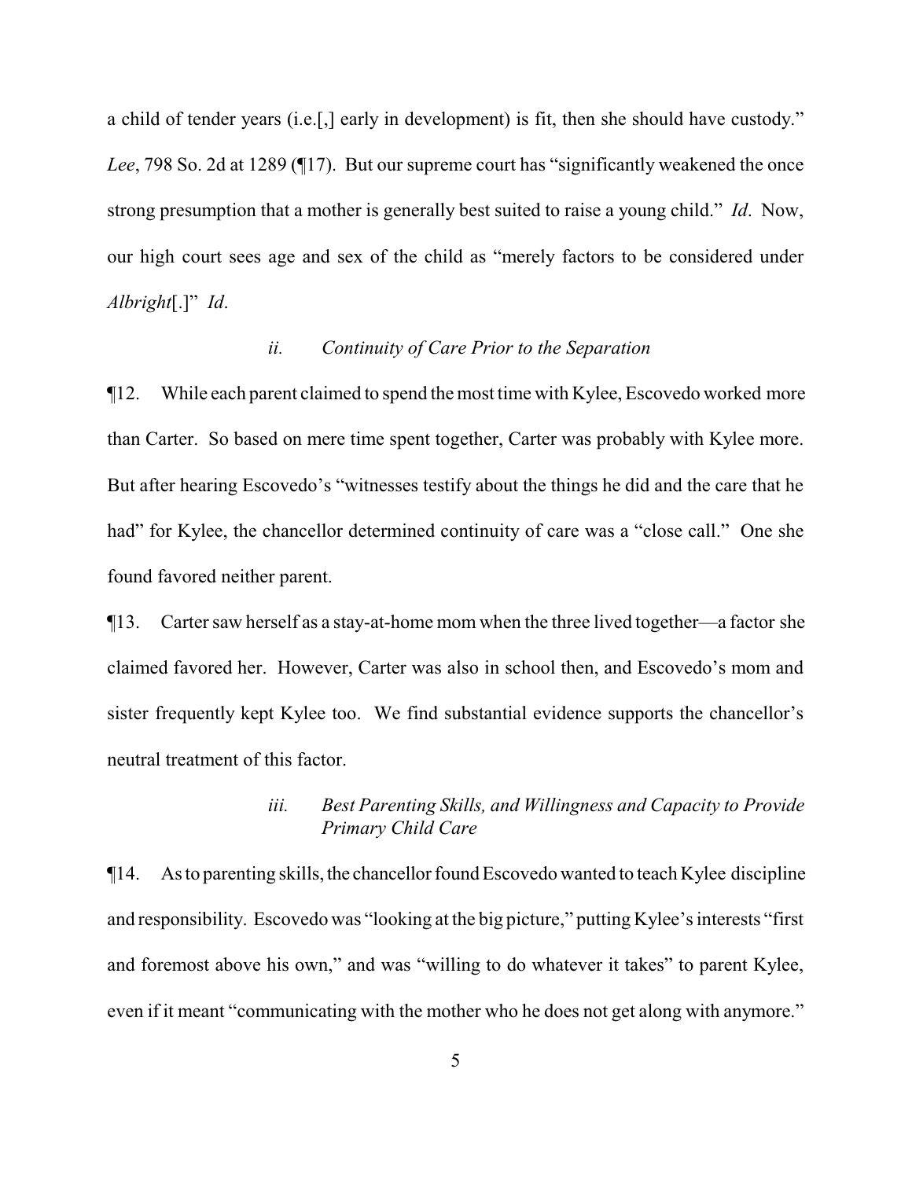a child of tender years (i.e.[,] early in development) is fit, then she should have custody." *Lee*, 798 So. 2d at 1289 (¶17). But our supreme court has "significantly weakened the once strong presumption that a mother is generally best suited to raise a young child." *Id*. Now, our high court sees age and sex of the child as "merely factors to be considered under *Albright*[.]" *Id*.

### *ii. Continuity of Care Prior to the Separation*

¶12. While each parent claimed to spend the most time with Kylee, Escovedo worked more than Carter. So based on mere time spent together, Carter was probably with Kylee more. But after hearing Escovedo's "witnesses testify about the things he did and the care that he had" for Kylee, the chancellor determined continuity of care was a "close call." One she found favored neither parent.

¶13. Carter saw herself as a stay-at-home mom when the three lived together—a factor she claimed favored her. However, Carter was also in school then, and Escovedo's mom and sister frequently kept Kylee too. We find substantial evidence supports the chancellor's neutral treatment of this factor.

### *iii. Best Parenting Skills, and Willingness and Capacity to Provide Primary Child Care*

¶14. As to parenting skills, the chancellor found Escovedo wanted to teach Kylee discipline and responsibility. Escovedo was "looking at the big picture," putting Kylee's interests "first and foremost above his own," and was "willing to do whatever it takes" to parent Kylee, even if it meant "communicating with the mother who he does not get along with anymore."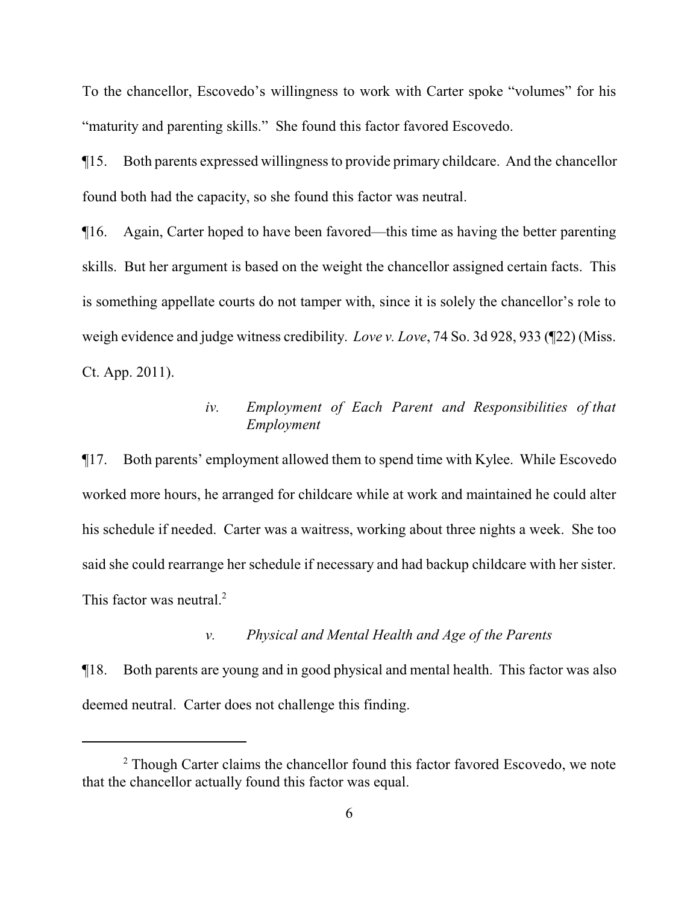To the chancellor, Escovedo's willingness to work with Carter spoke "volumes" for his "maturity and parenting skills." She found this factor favored Escovedo.

¶15. Both parents expressed willingness to provide primary childcare. And the chancellor found both had the capacity, so she found this factor was neutral.

¶16. Again, Carter hoped to have been favored—this time as having the better parenting skills. But her argument is based on the weight the chancellor assigned certain facts. This is something appellate courts do not tamper with, since it is solely the chancellor's role to weigh evidence and judge witness credibility. *Love v. Love*, 74 So. 3d 928, 933 (¶22) (Miss. Ct. App. 2011).

*iv. Employment of Each Parent and Responsibilities of that Employment*

¶17. Both parents' employment allowed them to spend time with Kylee. While Escovedo worked more hours, he arranged for childcare while at work and maintained he could alter his schedule if needed. Carter was a waitress, working about three nights a week. She too said she could rearrange her schedule if necessary and had backup childcare with her sister. This factor was neutral.[2]

*v. Physical and Mental Health and Age of the Parents*

¶18. Both parents are young and in good physical and mental health. This factor was also deemed neutral. Carter does not challenge this finding.

---

[2] Though Carter claims the chancellor found this factor favored Escovedo, we note that the chancellor actually found this factor was equal.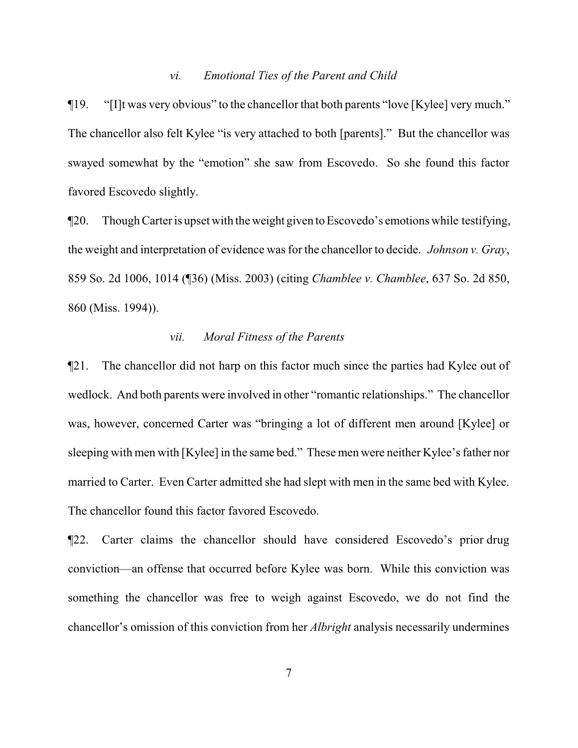### *vi. Emotional Ties of the Parent and Child*

¶19. "[I]t was very obvious" to the chancellor that both parents "love [Kylee] very much." The chancellor also felt Kylee "is very attached to both [parents]." But the chancellor was swayed somewhat by the "emotion" she saw from Escovedo. So she found this factor favored Escovedo slightly.

¶20. Though Carter is upset with the weight given to Escovedo's emotions while testifying, the weight and interpretation of evidence was for the chancellor to decide. *Johnson v. Gray*, 859 So. 2d 1006, 1014 (¶36) (Miss. 2003) (citing *Chamblee v. Chamblee*, 637 So. 2d 850, 860 (Miss. 1994)).

### *vii. Moral Fitness of the Parents*

¶21. The chancellor did not harp on this factor much since the parties had Kylee out of wedlock. And both parents were involved in other "romantic relationships." The chancellor was, however, concerned Carter was "bringing a lot of different men around [Kylee] or sleeping with men with [Kylee] in the same bed." These men were neither Kylee's father nor married to Carter. Even Carter admitted she had slept with men in the same bed with Kylee. The chancellor found this factor favored Escovedo.

¶22. Carter claims the chancellor should have considered Escovedo's prior drug conviction—an offense that occurred before Kylee was born. While this conviction was something the chancellor was free to weigh against Escovedo, we do not find the chancellor's omission of this conviction from her *Albright* analysis necessarily undermines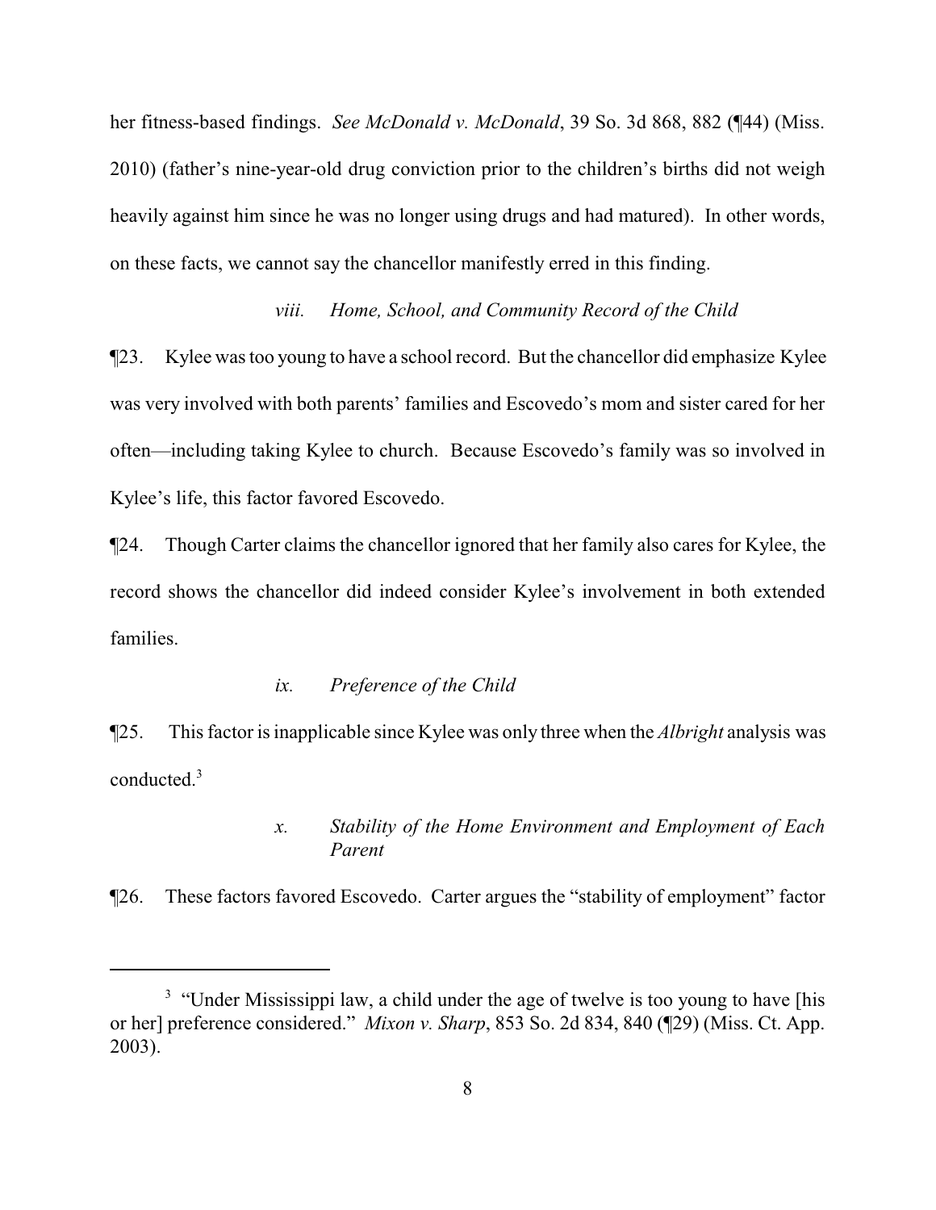her fitness-based findings. *See McDonald v. McDonald*, 39 So. 3d 868, 882 (¶44) (Miss. 2010) (father's nine-year-old drug conviction prior to the children's births did not weigh heavily against him since he was no longer using drugs and had matured). In other words, on these facts, we cannot say the chancellor manifestly erred in this finding.

*viii. Home, School, and Community Record of the Child*

¶23. Kylee was too young to have a school record. But the chancellor did emphasize Kylee was very involved with both parents' families and Escovedo's mom and sister cared for her often—including taking Kylee to church. Because Escovedo's family was so involved in Kylee's life, this factor favored Escovedo.

¶24. Though Carter claims the chancellor ignored that her family also cares for Kylee, the record shows the chancellor did indeed consider Kylee's involvement in both extended families.

*ix. Preference of the Child*

¶25. This factor is inapplicable since Kylee was only three when the *Albright* analysis was conducted.[3]

*x. Stability of the Home Environment and Employment of Each Parent*

¶26. These factors favored Escovedo. Carter argues the "stability of employment" factor

[3] "Under Mississippi law, a child under the age of twelve is too young to have [his or her] preference considered." *Mixon v. Sharp*, 853 So. 2d 834, 840 (¶29) (Miss. Ct. App. 2003).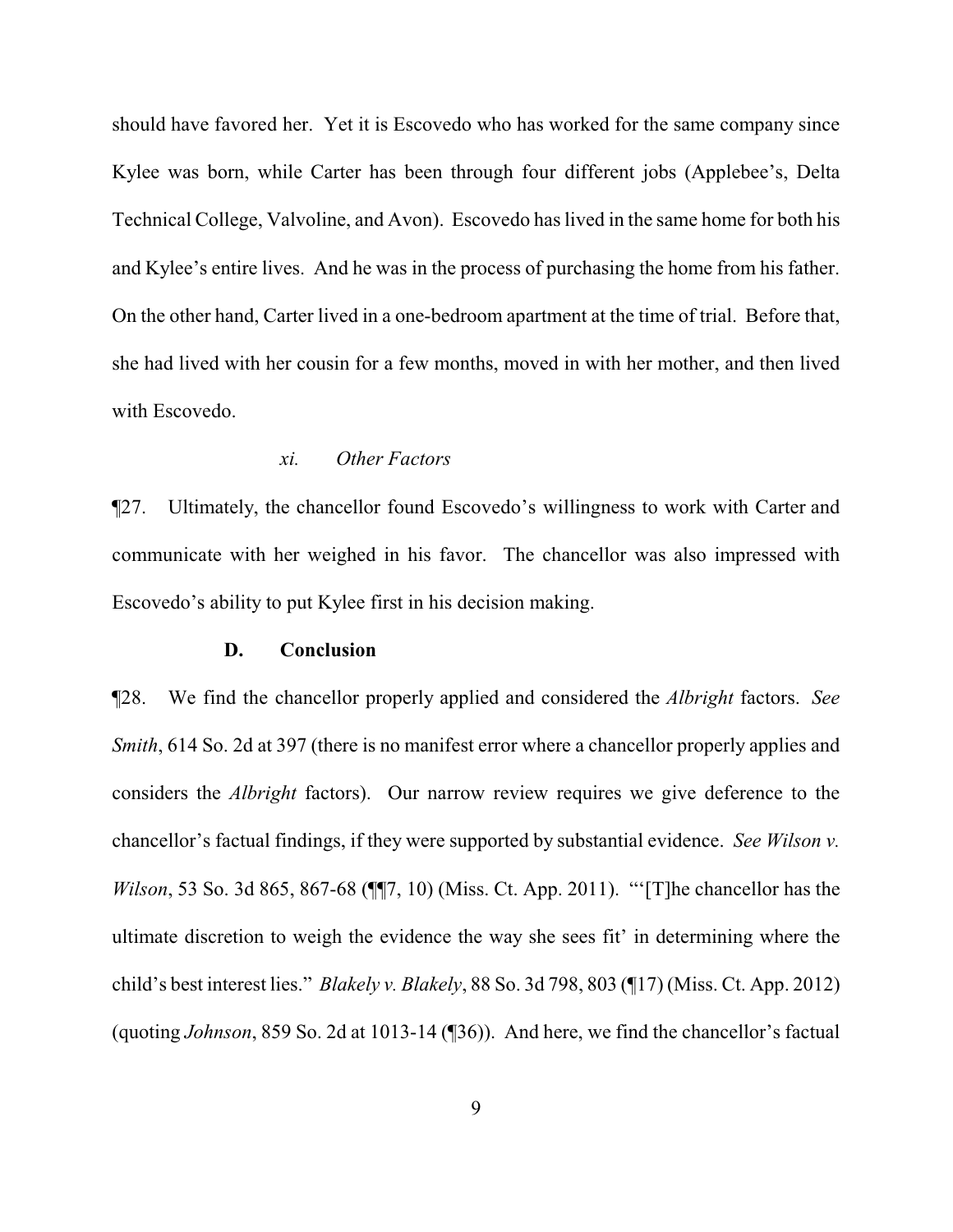should have favored her. Yet it is Escovedo who has worked for the same company since Kylee was born, while Carter has been through four different jobs (Applebee's, Delta Technical College, Valvoline, and Avon). Escovedo has lived in the same home for both his and Kylee's entire lives. And he was in the process of purchasing the home from his father. On the other hand, Carter lived in a one-bedroom apartment at the time of trial. Before that, she had lived with her cousin for a few months, moved in with her mother, and then lived with Escovedo.

#### *xi. Other Factors*

¶27. Ultimately, the chancellor found Escovedo's willingness to work with Carter and communicate with her weighed in his favor. The chancellor was also impressed with Escovedo's ability to put Kylee first in his decision making.

### D. Conclusion

¶28. We find the chancellor properly applied and considered the *Albright* factors. *See Smith*, 614 So. 2d at 397 (there is no manifest error where a chancellor properly applies and considers the *Albright* factors). Our narrow review requires we give deference to the chancellor's factual findings, if they were supported by substantial evidence. *See Wilson v. Wilson*, 53 So. 3d 865, 867-68 (¶¶7, 10) (Miss. Ct. App. 2011). "'[T]he chancellor has the ultimate discretion to weigh the evidence the way she sees fit' in determining where the child's best interest lies." *Blakely v. Blakely*, 88 So. 3d 798, 803 (¶17) (Miss. Ct. App. 2012) (quoting *Johnson*, 859 So. 2d at 1013-14 (¶36)). And here, we find the chancellor's factual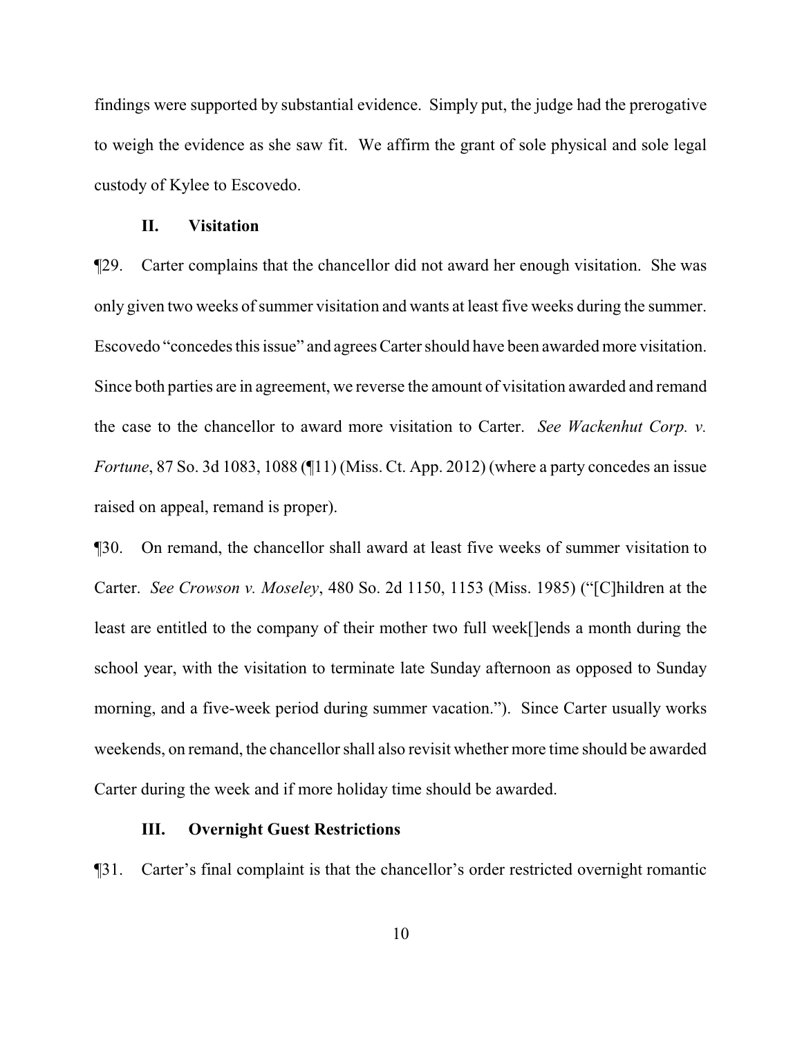findings were supported by substantial evidence. Simply put, the judge had the prerogative to weigh the evidence as she saw fit. We affirm the grant of sole physical and sole legal custody of Kylee to Escovedo.

### II. Visitation

¶29. Carter complains that the chancellor did not award her enough visitation. She was only given two weeks of summer visitation and wants at least five weeks during the summer. Escovedo "concedes this issue" and agrees Carter should have been awarded more visitation. Since both parties are in agreement, we reverse the amount of visitation awarded and remand the case to the chancellor to award more visitation to Carter. *See Wackenhut Corp. v. Fortune*, 87 So. 3d 1083, 1088 (¶11) (Miss. Ct. App. 2012) (where a party concedes an issue raised on appeal, remand is proper).

¶30. On remand, the chancellor shall award at least five weeks of summer visitation to Carter. *See Crowson v. Moseley*, 480 So. 2d 1150, 1153 (Miss. 1985) ("[C]hildren at the least are entitled to the company of their mother two full week[]ends a month during the school year, with the visitation to terminate late Sunday afternoon as opposed to Sunday morning, and a five-week period during summer vacation."). Since Carter usually works weekends, on remand, the chancellor shall also revisit whether more time should be awarded Carter during the week and if more holiday time should be awarded.

### III. Overnight Guest Restrictions

¶31. Carter's final complaint is that the chancellor's order restricted overnight romantic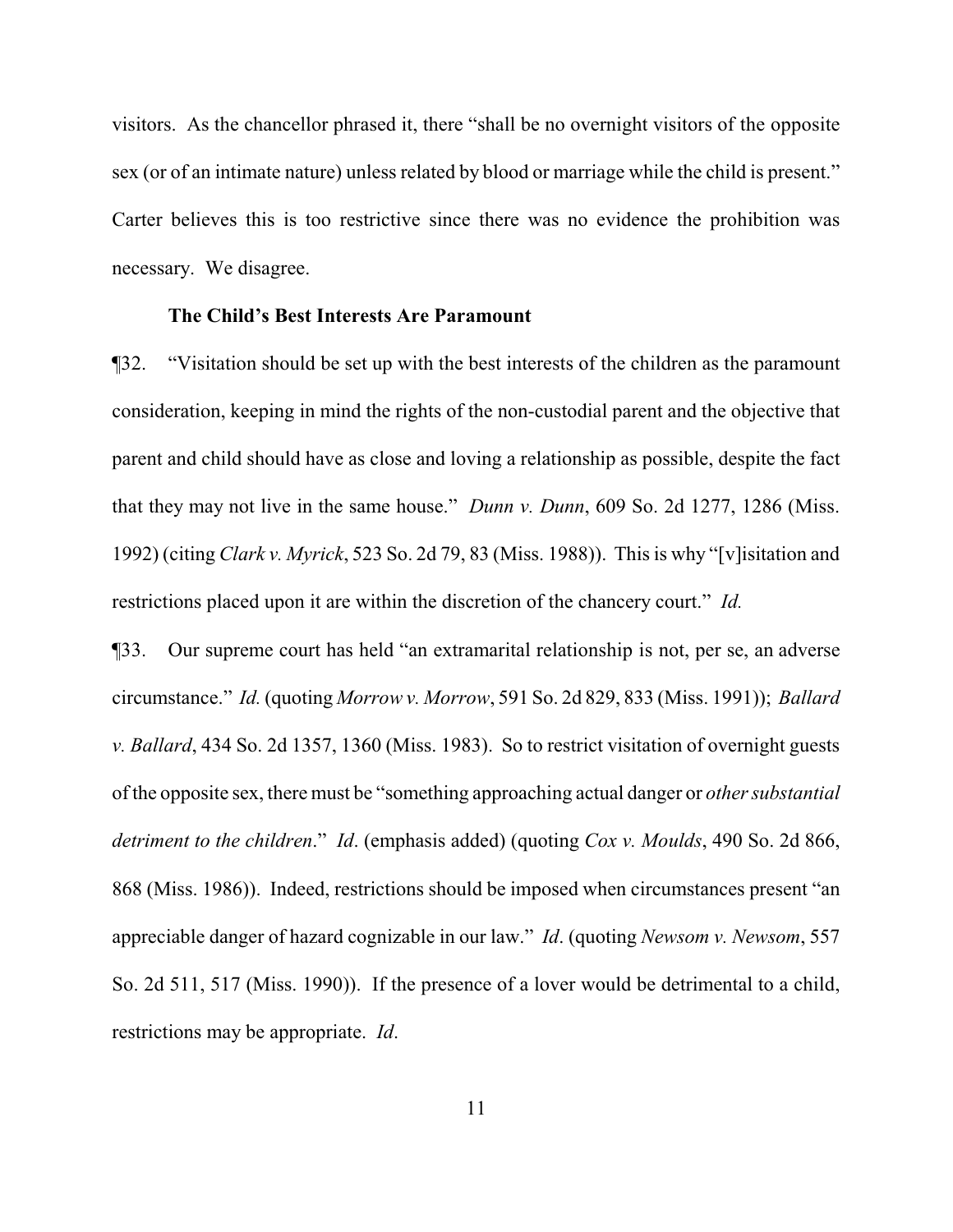visitors. As the chancellor phrased it, there "shall be no overnight visitors of the opposite sex (or of an intimate nature) unless related by blood or marriage while the child is present." Carter believes this is too restrictive since there was no evidence the prohibition was necessary. We disagree.

**The Child's Best Interests Are Paramount**

¶32. "Visitation should be set up with the best interests of the children as the paramount consideration, keeping in mind the rights of the non-custodial parent and the objective that parent and child should have as close and loving a relationship as possible, despite the fact that they may not live in the same house." *Dunn v. Dunn*, 609 So. 2d 1277, 1286 (Miss. 1992) (citing *Clark v. Myrick*, 523 So. 2d 79, 83 (Miss. 1988)). This is why "[v]isitation and restrictions placed upon it are within the discretion of the chancery court." *Id.*

¶33. Our supreme court has held "an extramarital relationship is not, per se, an adverse circumstance." *Id.* (quoting *Morrow v. Morrow*, 591 So. 2d 829, 833 (Miss. 1991)); *Ballard v. Ballard*, 434 So. 2d 1357, 1360 (Miss. 1983). So to restrict visitation of overnight guests of the opposite sex, there must be "something approaching actual danger or *other substantial detriment to the children*." *Id*. (emphasis added) (quoting *Cox v. Moulds*, 490 So. 2d 866, 868 (Miss. 1986)). Indeed, restrictions should be imposed when circumstances present "an appreciable danger of hazard cognizable in our law." *Id*. (quoting *Newsom v. Newsom*, 557 So. 2d 511, 517 (Miss. 1990)). If the presence of a lover would be detrimental to a child, restrictions may be appropriate. *Id*.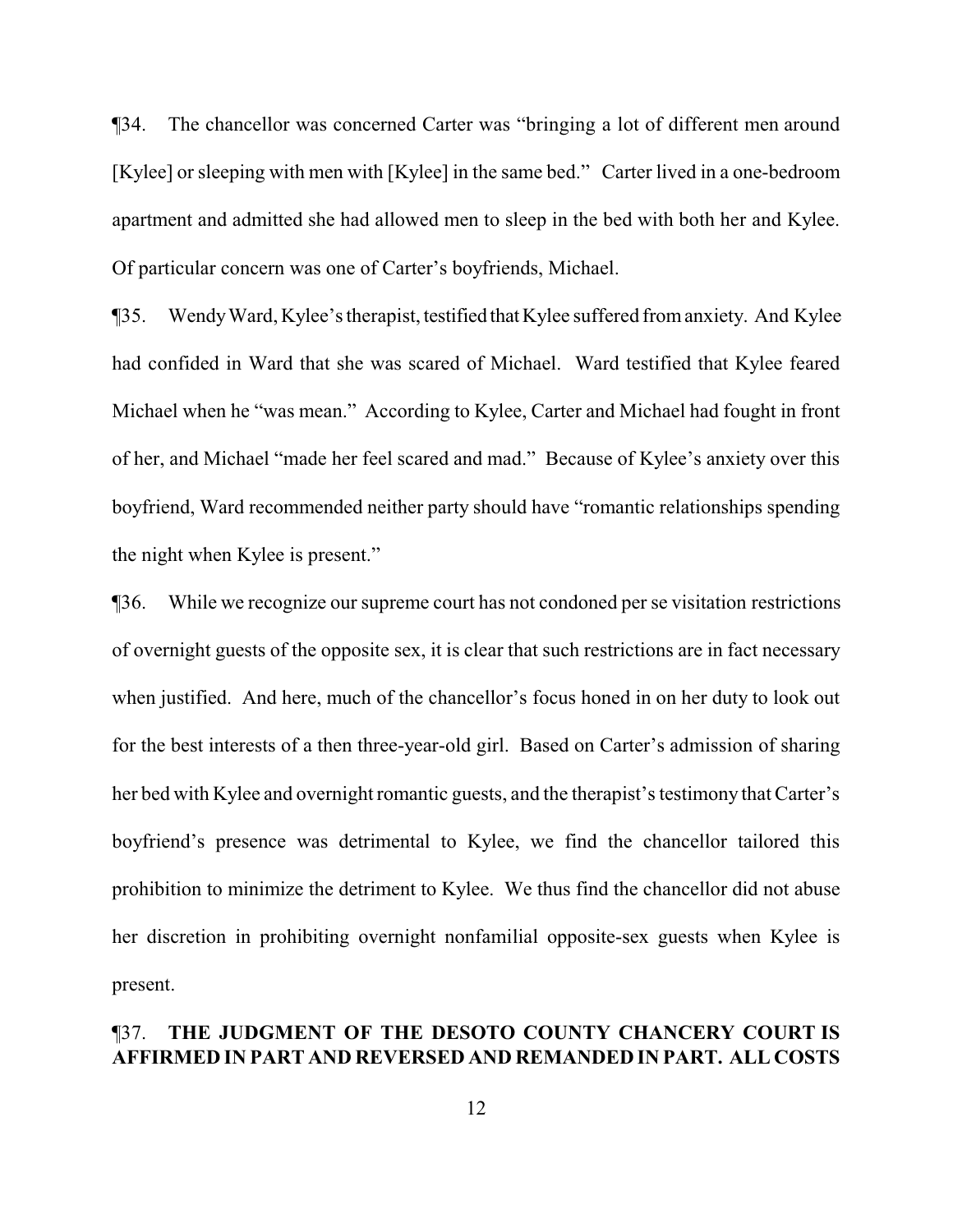¶34. The chancellor was concerned Carter was "bringing a lot of different men around [Kylee] or sleeping with men with [Kylee] in the same bed." Carter lived in a one-bedroom apartment and admitted she had allowed men to sleep in the bed with both her and Kylee. Of particular concern was one of Carter's boyfriends, Michael.

¶35. Wendy Ward, Kylee's therapist, testified that Kylee suffered from anxiety. And Kylee had confided in Ward that she was scared of Michael. Ward testified that Kylee feared Michael when he "was mean." According to Kylee, Carter and Michael had fought in front of her, and Michael "made her feel scared and mad." Because of Kylee's anxiety over this boyfriend, Ward recommended neither party should have "romantic relationships spending the night when Kylee is present."

¶36. While we recognize our supreme court has not condoned per se visitation restrictions of overnight guests of the opposite sex, it is clear that such restrictions are in fact necessary when justified. And here, much of the chancellor's focus honed in on her duty to look out for the best interests of a then three-year-old girl. Based on Carter's admission of sharing her bed with Kylee and overnight romantic guests, and the therapist's testimony that Carter's boyfriend's presence was detrimental to Kylee, we find the chancellor tailored this prohibition to minimize the detriment to Kylee. We thus find the chancellor did not abuse her discretion in prohibiting overnight nonfamilial opposite-sex guests when Kylee is present.

¶37. **THE JUDGMENT OF THE DESOTO COUNTY CHANCERY COURT IS AFFIRMED IN PART AND REVERSED AND REMANDED IN PART. ALL COSTS**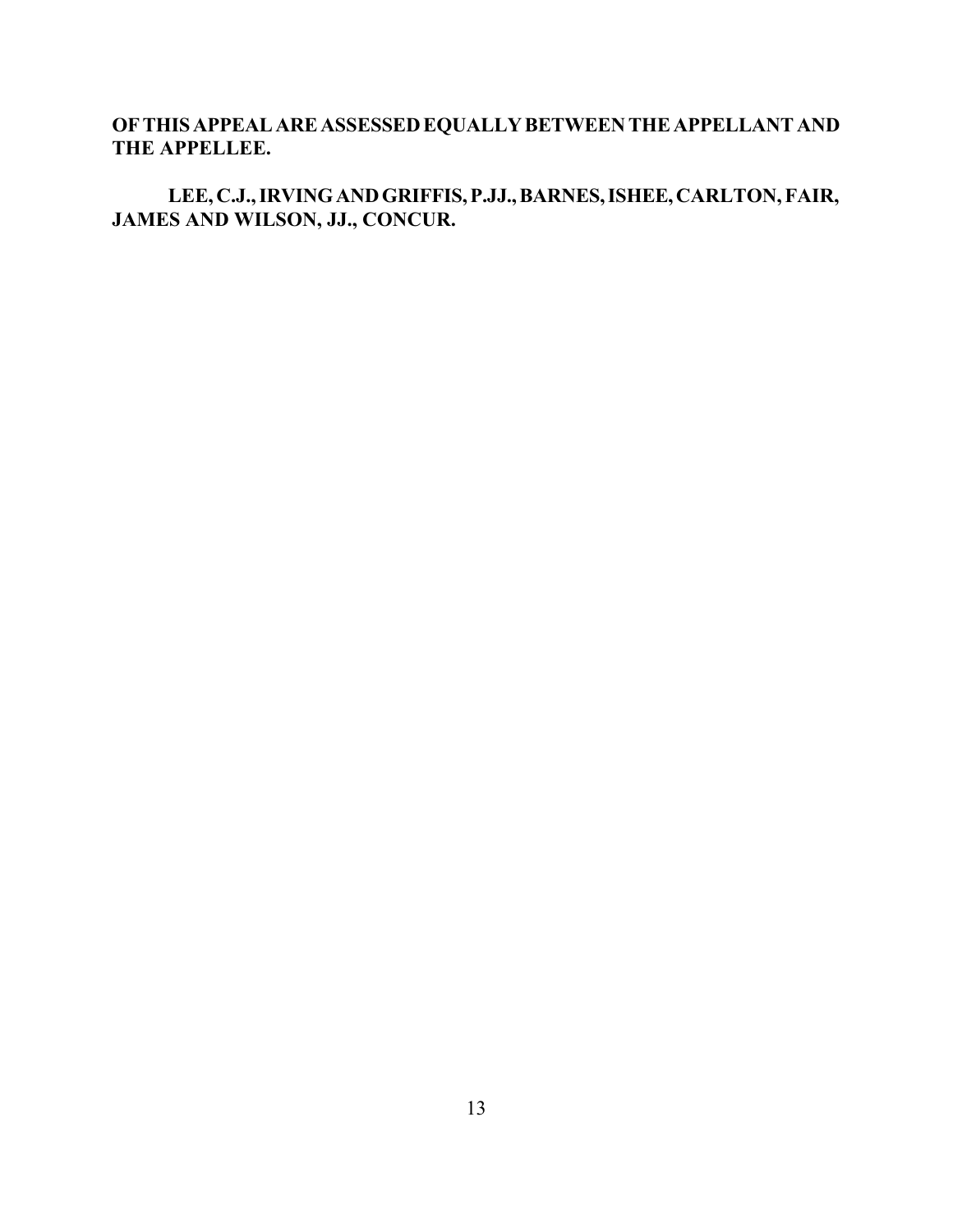**OF THIS APPEAL ARE ASSESSED EQUALLY BETWEEN THE APPELLANT AND THE APPELLEE.**

**LEE, C.J., IRVING AND GRIFFIS, P.JJ., BARNES, ISHEE, CARLTON, FAIR, JAMES AND WILSON, JJ., CONCUR.**